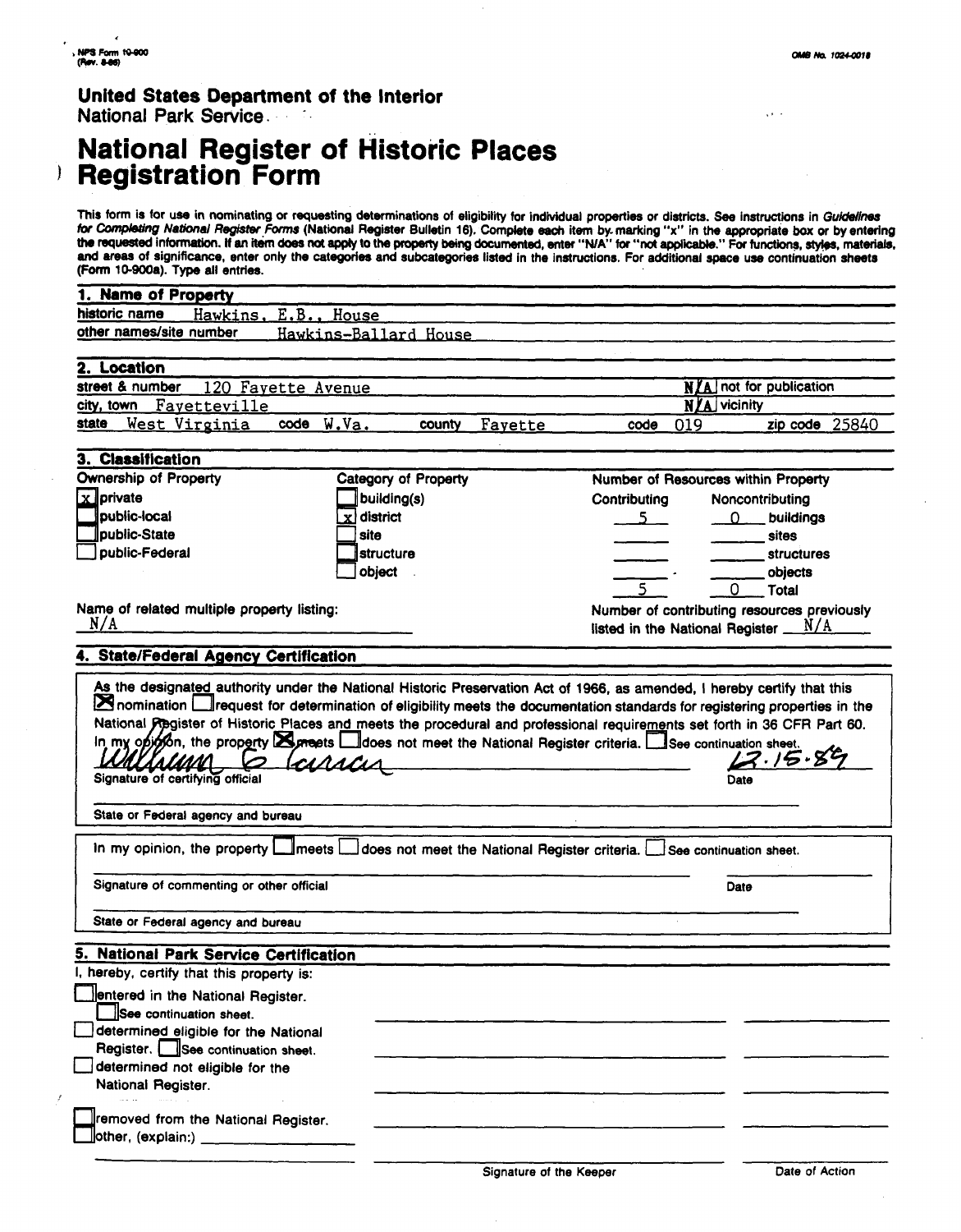NPS Form 10-900 (Rev. 8-86)

OMB No. 1024-0018

**United States Department of the Interior**
National Park Service

# National Register of Historic Places Registration Form

This form is for use in nominating or requesting determinations of eligibility for individual properties or districts. See instructions in *Guidelines for Completing National Register Forms* (National Register Bulletin 16). Complete each item by marking "x" in the appropriate box or by entering the requested information. If an item does not apply to the property being documented, enter "N/A" for "not applicable." For functions, styles, materials, and areas of significance, enter only the categories and subcategories listed in the instructions. For additional space use continuation sheets (Form 10-900a). Type all entries.

## 1. Name of Property

historic name: Hawkins, E.B., House
other names/site number: Hawkins-Ballard House

## 2. Location

street & number: 120 Fayette Avenue — [N/A] not for publication
city, town: Fayetteville — [N/A] vicinity
state: West Virginia — code: W.Va. — county: Fayette — code: 019 — zip code: 25840

## 3. Classification

**Ownership of Property**
- [x] private
- [ ] public-local
- [ ] public-State
- [ ] public-Federal

**Category of Property**
- [ ] building(s)
- [x] district
- [ ] site
- [ ] structure
- [ ] object

**Number of Resources within Property**

| Contributing | Noncontributing | |
|---|---|---|
| 5 | 0 | buildings |
| | | sites |
| | | structures |
| | | objects |
| 5 | 0 | Total |

Name of related multiple property listing: N/A

Number of contributing resources previously listed in the National Register: N/A

## 4. State/Federal Agency Certification

As the designated authority under the National Historic Preservation Act of 1966, as amended, I hereby certify that this [x] nomination [ ] request for determination of eligibility meets the documentation standards for registering properties in the National Register of Historic Places and meets the procedural and professional requirements set forth in 36 CFR Part 60. In my opinion, the property [x] meets [ ] does not meet the National Register criteria. [ ] See continuation sheet.

William G Carrier — 12.15.89
Signature of certifying official — Date

State or Federal agency and bureau

In my opinion, the property [ ] meets [ ] does not meet the National Register criteria. [ ] See continuation sheet.

Signature of commenting or other official — Date

State or Federal agency and bureau

## 5. National Park Service Certification

I, hereby, certify that this property is:

- [ ] entered in the National Register.
  - [ ] See continuation sheet.
- [ ] determined eligible for the National Register. [ ] See continuation sheet.
- [ ] determined not eligible for the National Register.
- [ ] removed from the National Register.
- [ ] other, (explain:) ______

Signature of the Keeper — Date of Action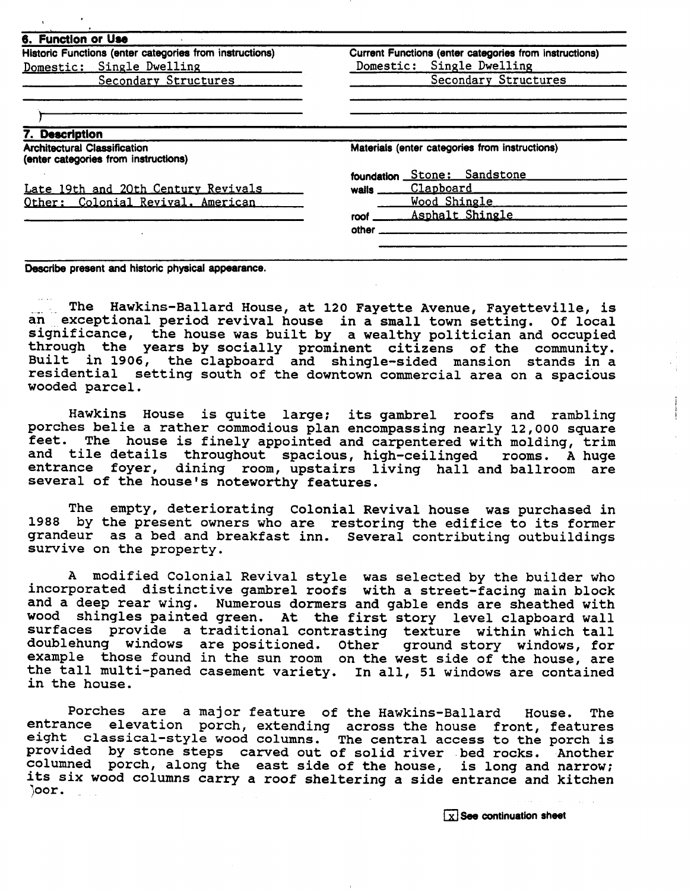## 6. Function or Use

| Historic Functions (enter categories from instructions) | Current Functions (enter categories from instructions) |
| --- | --- |
| Domestic: Single Dwelling | Domestic: Single Dwelling |
| Secondary Structures | Secondary Structures |

## 7. Description

| Architectural Classification (enter categories from instructions) | Materials (enter categories from instructions) | |
| --- | --- | --- |
| | foundation | Stone: Sandstone |
| Late 19th and 20th Century Revivals | walls | Clapboard |
| Other: Colonial Revival, American | | Wood Shingle |
| | roof | Asphalt Shingle |
| | other | |

**Describe present and historic physical appearance.**

The Hawkins-Ballard House, at 120 Fayette Avenue, Fayetteville, is an exceptional period revival house in a small town setting. Of local significance, the house was built by a wealthy politician and occupied through the years by socially prominent citizens of the community. Built in 1906, the clapboard and shingle-sided mansion stands in a residential setting south of the downtown commercial area on a spacious wooded parcel.

Hawkins House is quite large; its gambrel roofs and rambling porches belie a rather commodious plan encompassing nearly 12,000 square feet. The house is finely appointed and carpentered with molding, trim and tile details throughout spacious, high-ceilinged rooms. A huge entrance foyer, dining room, upstairs living hall and ballroom are several of the house's noteworthy features.

The empty, deteriorating Colonial Revival house was purchased in 1988 by the present owners who are restoring the edifice to its former grandeur as a bed and breakfast inn. Several contributing outbuildings survive on the property.

A modified Colonial Revival style was selected by the builder who incorporated distinctive gambrel roofs with a street-facing main block and a deep rear wing. Numerous dormers and gable ends are sheathed with wood shingles painted green. At the first story level clapboard wall surfaces provide a traditional contrasting texture within which tall doublehung windows are positioned. Other ground story windows, for example those found in the sun room on the west side of the house, are the tall multi-paned casement variety. In all, 51 windows are contained in the house.

Porches are a major feature of the Hawkins-Ballard House. The entrance elevation porch, extending across the house front, features eight classical-style wood columns. The central access to the porch is provided by stone steps carved out of solid river bed rocks. Another columned porch, along the east side of the house, is long and narrow; its six wood columns carry a roof sheltering a side entrance and kitchen door.

[x] See continuation sheet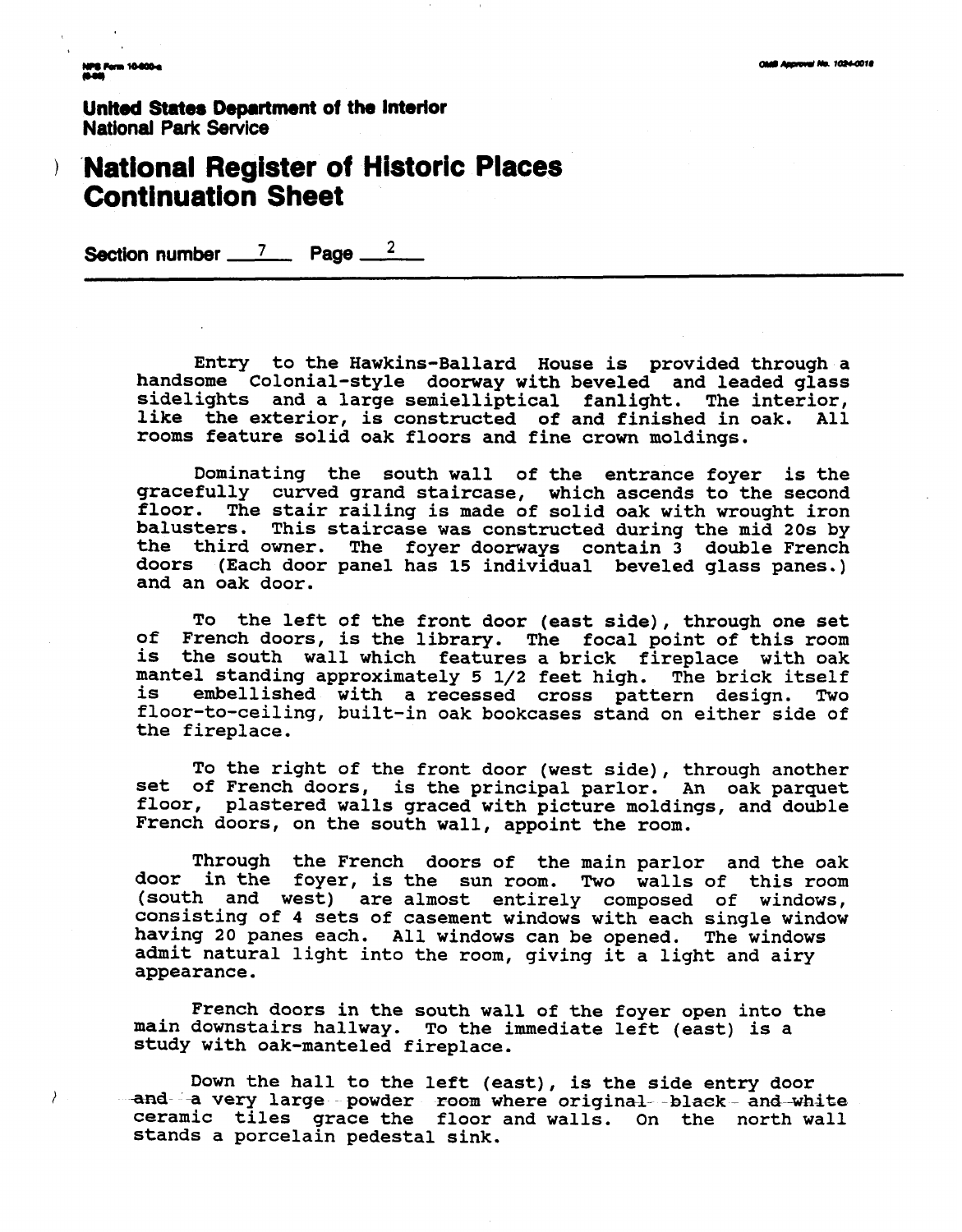United States Department of the Interior
National Park Service

# National Register of Historic Places Continuation Sheet

Section number 7 Page 2

Entry to the Hawkins-Ballard House is provided through a handsome Colonial-style doorway with beveled and leaded glass sidelights and a large semielliptical fanlight. The interior, like the exterior, is constructed of and finished in oak. All rooms feature solid oak floors and fine crown moldings.

Dominating the south wall of the entrance foyer is the gracefully curved grand staircase, which ascends to the second floor. The stair railing is made of solid oak with wrought iron balusters. This staircase was constructed during the mid 20s by the third owner. The foyer doorways contain 3 double French doors (Each door panel has 15 individual beveled glass panes.) and an oak door.

To the left of the front door (east side), through one set of French doors, is the library. The focal point of this room is the south wall which features a brick fireplace with oak mantel standing approximately 5 1/2 feet high. The brick itself is embellished with a recessed cross pattern design. Two floor-to-ceiling, built-in oak bookcases stand on either side of the fireplace.

To the right of the front door (west side), through another set of French doors, is the principal parlor. An oak parquet floor, plastered walls graced with picture moldings, and double French doors, on the south wall, appoint the room.

Through the French doors of the main parlor and the oak door in the foyer, is the sun room. Two walls of this room (south and west) are almost entirely composed of windows, consisting of 4 sets of casement windows with each single window having 20 panes each. All windows can be opened. The windows admit natural light into the room, giving it a light and airy appearance.

French doors in the south wall of the foyer open into the main downstairs hallway. To the immediate left (east) is a study with oak-manteled fireplace.

Down the hall to the left (east), is the side entry door and a very large powder room where original black and white ceramic tiles grace the floor and walls. On the north wall stands a porcelain pedestal sink.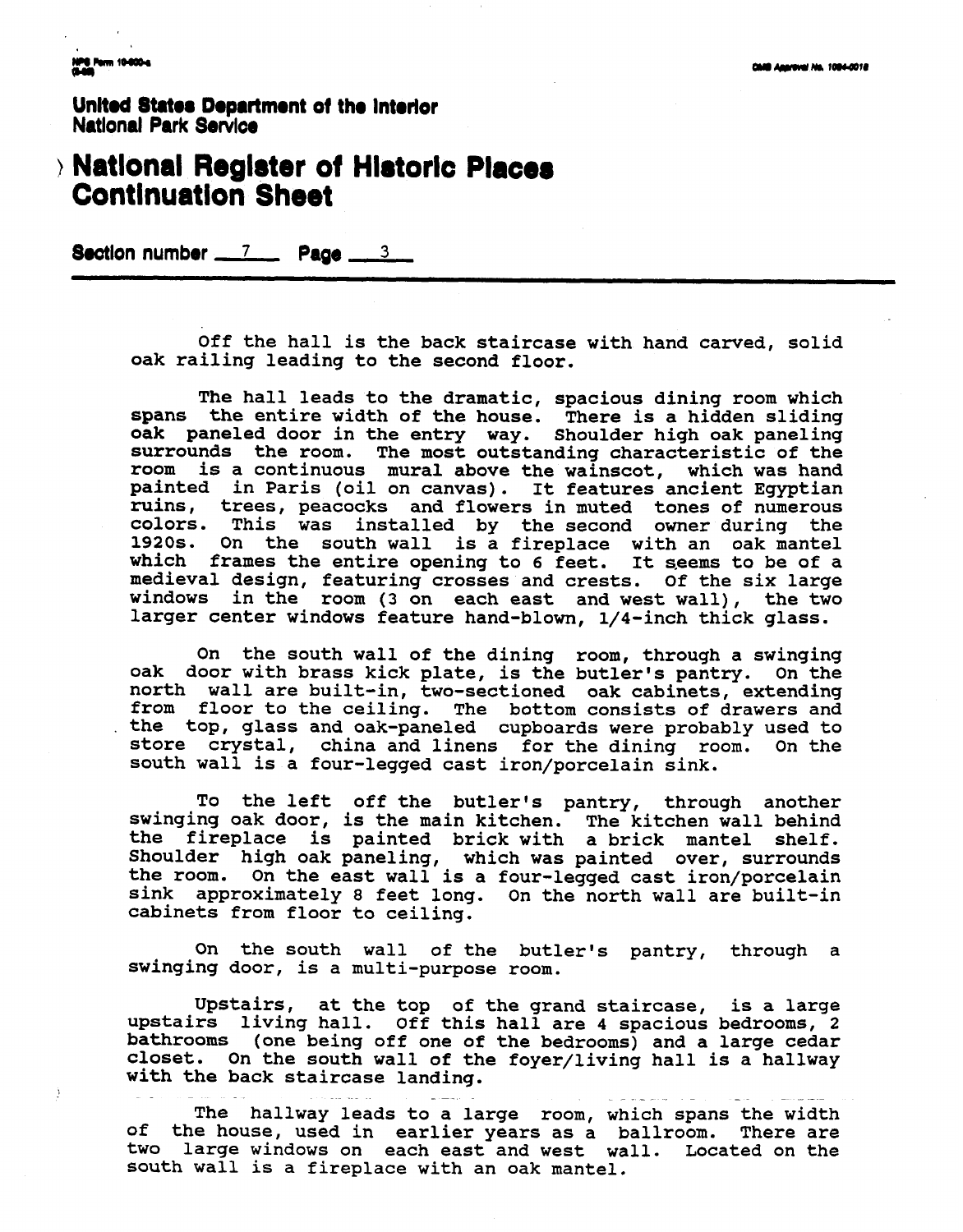**United States Department of the Interior**
**National Park Service**

# National Register of Historic Places Continuation Sheet

**Section number** 7 **Page** 3

Off the hall is the back staircase with hand carved, solid oak railing leading to the second floor.

The hall leads to the dramatic, spacious dining room which spans the entire width of the house. There is a hidden sliding oak paneled door in the entry way. Shoulder high oak paneling surrounds the room. The most outstanding characteristic of the room is a continuous mural above the wainscot, which was hand painted in Paris (oil on canvas). It features ancient Egyptian ruins, trees, peacocks and flowers in muted tones of numerous colors. This was installed by the second owner during the 1920s. On the south wall is a fireplace with an oak mantel which frames the entire opening to 6 feet. It seems to be of a medieval design, featuring crosses and crests. Of the six large windows in the room (3 on each east and west wall), the two larger center windows feature hand-blown, 1/4-inch thick glass.

On the south wall of the dining room, through a swinging oak door with brass kick plate, is the butler's pantry. On the north wall are built-in, two-sectioned oak cabinets, extending from floor to the ceiling. The bottom consists of drawers and the top, glass and oak-paneled cupboards were probably used to store crystal, china and linens for the dining room. On the south wall is a four-legged cast iron/porcelain sink.

To the left off the butler's pantry, through another swinging oak door, is the main kitchen. The kitchen wall behind the fireplace is painted brick with a brick mantel shelf. Shoulder high oak paneling, which was painted over, surrounds the room. On the east wall is a four-legged cast iron/porcelain sink approximately 8 feet long. On the north wall are built-in cabinets from floor to ceiling.

On the south wall of the butler's pantry, through a swinging door, is a multi-purpose room.

Upstairs, at the top of the grand staircase, is a large upstairs living hall. Off this hall are 4 spacious bedrooms, 2 bathrooms (one being off one of the bedrooms) and a large cedar closet. On the south wall of the foyer/living hall is a hallway with the back staircase landing.

The hallway leads to a large room, which spans the width of the house, used in earlier years as a ballroom. There are two large windows on each east and west wall. Located on the south wall is a fireplace with an oak mantel.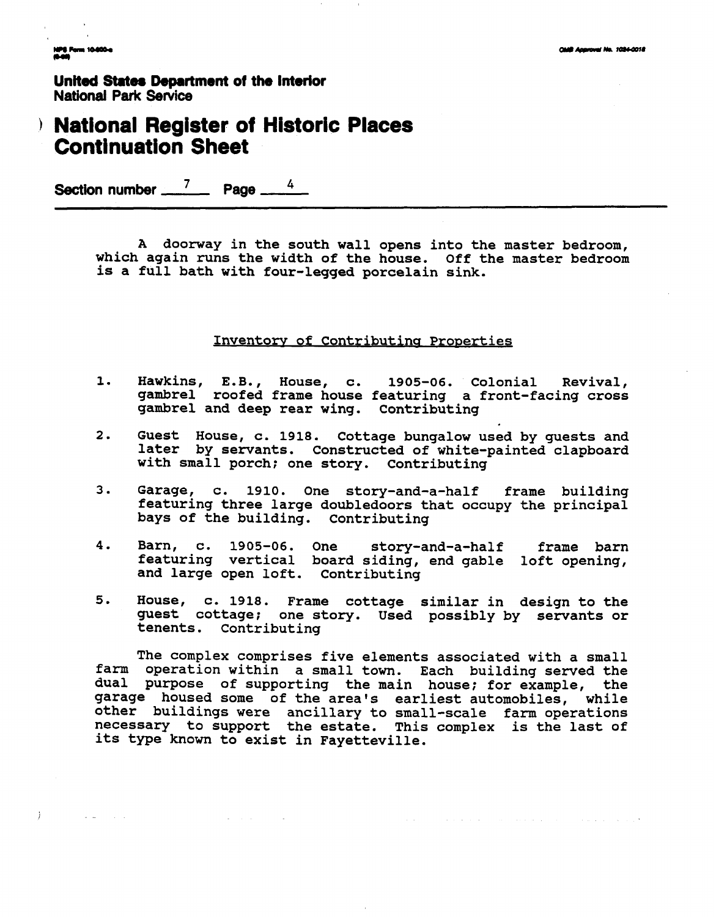**United States Department of the Interior**
**National Park Service**

# National Register of Historic Places Continuation Sheet

**Section number** 7 **Page** 4

A doorway in the south wall opens into the master bedroom, which again runs the width of the house. Off the master bedroom is a full bath with four-legged porcelain sink.

## Inventory of Contributing Properties

1. Hawkins, E.B., House, c. 1905-06. Colonial Revival, gambrel roofed frame house featuring a front-facing cross gambrel and deep rear wing. Contributing

2. Guest House, c. 1918. Cottage bungalow used by guests and later by servants. Constructed of white-painted clapboard with small porch; one story. Contributing

3. Garage, c. 1910. One story-and-a-half frame building featuring three large doubledoors that occupy the principal bays of the building. Contributing

4. Barn, c. 1905-06. One story-and-a-half frame barn featuring vertical board siding, end gable loft opening, and large open loft. Contributing

5. House, c. 1918. Frame cottage similar in design to the guest cottage; one story. Used possibly by servants or tenents. Contributing

The complex comprises five elements associated with a small farm operation within a small town. Each building served the dual purpose of supporting the main house; for example, the garage housed some of the area's earliest automobiles, while other buildings were ancillary to small-scale farm operations necessary to support the estate. This complex is the last of its type known to exist in Fayetteville.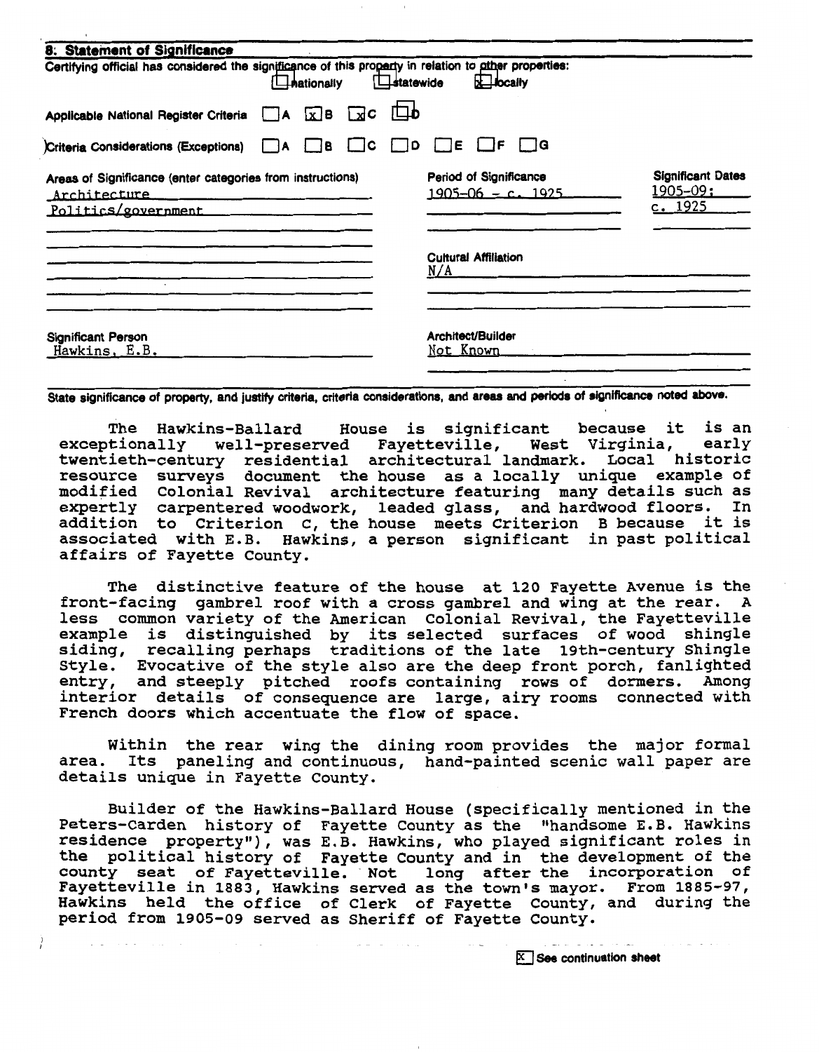## 8. Statement of Significance

Certifying official has considered the significance of this property in relation to other properties:
☐ nationally ☐ statewide ☒ locally

Applicable National Register Criteria ☐ A ☒ B ☒ C ☐ D

Criteria Considerations (Exceptions) ☐ A ☐ B ☐ C ☐ D ☐ E ☐ F ☐ G

| Areas of Significance (enter categories from instructions) | Period of Significance | Significant Dates |
|---|---|---|
| Architecture | 1905-06 - c. 1925 | 1905-09; |
| Politics/government | | c. 1925 |

Cultural Affiliation
N/A

Significant Person
Hawkins, E.B.

Architect/Builder
Not Known

State significance of property, and justify criteria, criteria considerations, and areas and periods of significance noted above.

The Hawkins-Ballard House is significant because it is an exceptionally well-preserved Fayetteville, West Virginia, early twentieth-century residential architectural landmark. Local historic resource surveys document the house as a locally unique example of modified Colonial Revival architecture featuring many details such as expertly carpentered woodwork, leaded glass, and hardwood floors. In addition to Criterion C, the house meets Criterion B because it is associated with E.B. Hawkins, a person significant in past political affairs of Fayette County.

The distinctive feature of the house at 120 Fayette Avenue is the front-facing gambrel roof with a cross gambrel and wing at the rear. A less common variety of the American Colonial Revival, the Fayetteville example is distinguished by its selected surfaces of wood shingle siding, recalling perhaps traditions of the late 19th-century Shingle Style. Evocative of the style also are the deep front porch, fanlighted entry, and steeply pitched roofs containing rows of dormers. Among interior details of consequence are large, airy rooms connected with French doors which accentuate the flow of space.

Within the rear wing the dining room provides the major formal area. Its paneling and continuous, hand-painted scenic wall paper are details unique in Fayette County.

Builder of the Hawkins-Ballard House (specifically mentioned in the Peters-Carden history of Fayette County as the "handsome E.B. Hawkins residence property"), was E.B. Hawkins, who played significant roles in the political history of Fayette County and in the development of the county seat of Fayetteville. Not long after the incorporation of Fayetteville in 1883, Hawkins served as the town's mayor. From 1885-97, Hawkins held the office of Clerk of Fayette County, and during the period from 1905-09 served as Sheriff of Fayette County.

☒ See continuation sheet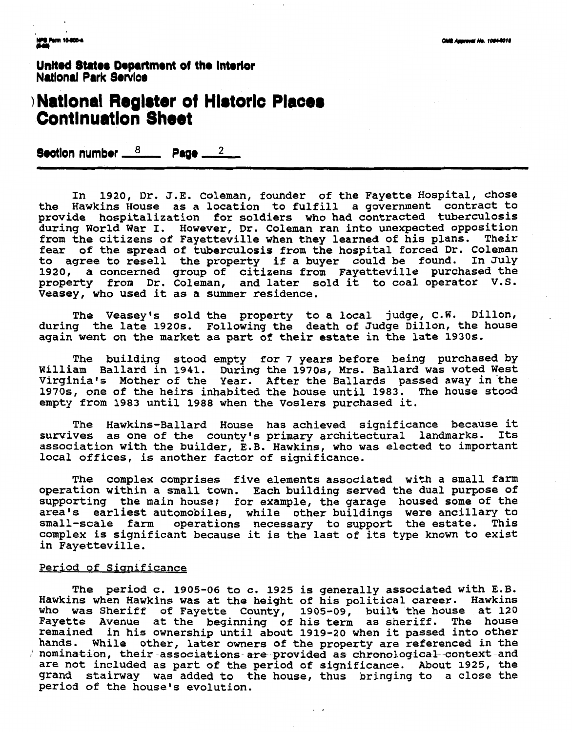**United States Department of the Interior**
**National Park Service**

# National Register of Historic Places Continuation Sheet

**Section number** 8 **Page** 2

In 1920, Dr. J.E. Coleman, founder of the Fayette Hospital, chose the Hawkins House as a location to fulfill a government contract to provide hospitalization for soldiers who had contracted tuberculosis during World War I. However, Dr. Coleman ran into unexpected opposition from the citizens of Fayetteville when they learned of his plans. Their fear of the spread of tuberculosis from the hospital forced Dr. Coleman to agree to resell the property if a buyer could be found. In July 1920, a concerned group of citizens from Fayetteville purchased the property from Dr. Coleman, and later sold it to coal operator V.S. Veasey, who used it as a summer residence.

The Veasey's sold the property to a local judge, C.W. Dillon, during the late 1920s. Following the death of Judge Dillon, the house again went on the market as part of their estate in the late 1930s.

The building stood empty for 7 years before being purchased by William Ballard in 1941. During the 1970s, Mrs. Ballard was voted West Virginia's Mother of the Year. After the Ballards passed away in the 1970s, one of the heirs inhabited the house until 1983. The house stood empty from 1983 until 1988 when the Voslers purchased it.

The Hawkins-Ballard House has achieved significance because it survives as one of the county's primary architectural landmarks. Its association with the builder, E.B. Hawkins, who was elected to important local offices, is another factor of significance.

The complex comprises five elements associated with a small farm operation within a small town. Each building served the dual purpose of supporting the main house; for example, the garage housed some of the area's earliest automobiles, while other buildings were ancillary to small-scale farm operations necessary to support the estate. This complex is significant because it is the last of its type known to exist in Fayetteville.

Period of Significance

The period c. 1905-06 to c. 1925 is generally associated with E.B. Hawkins when Hawkins was at the height of his political career. Hawkins who was Sheriff of Fayette County, 1905-09, built the house at 120 Fayette Avenue at the beginning of his term as sheriff. The house remained in his ownership until about 1919-20 when it passed into other hands. While other, later owners of the property are referenced in the nomination, their associations are provided as chronological context and are not included as part of the period of significance. About 1925, the grand stairway was added to the house, thus bringing to a close the period of the house's evolution.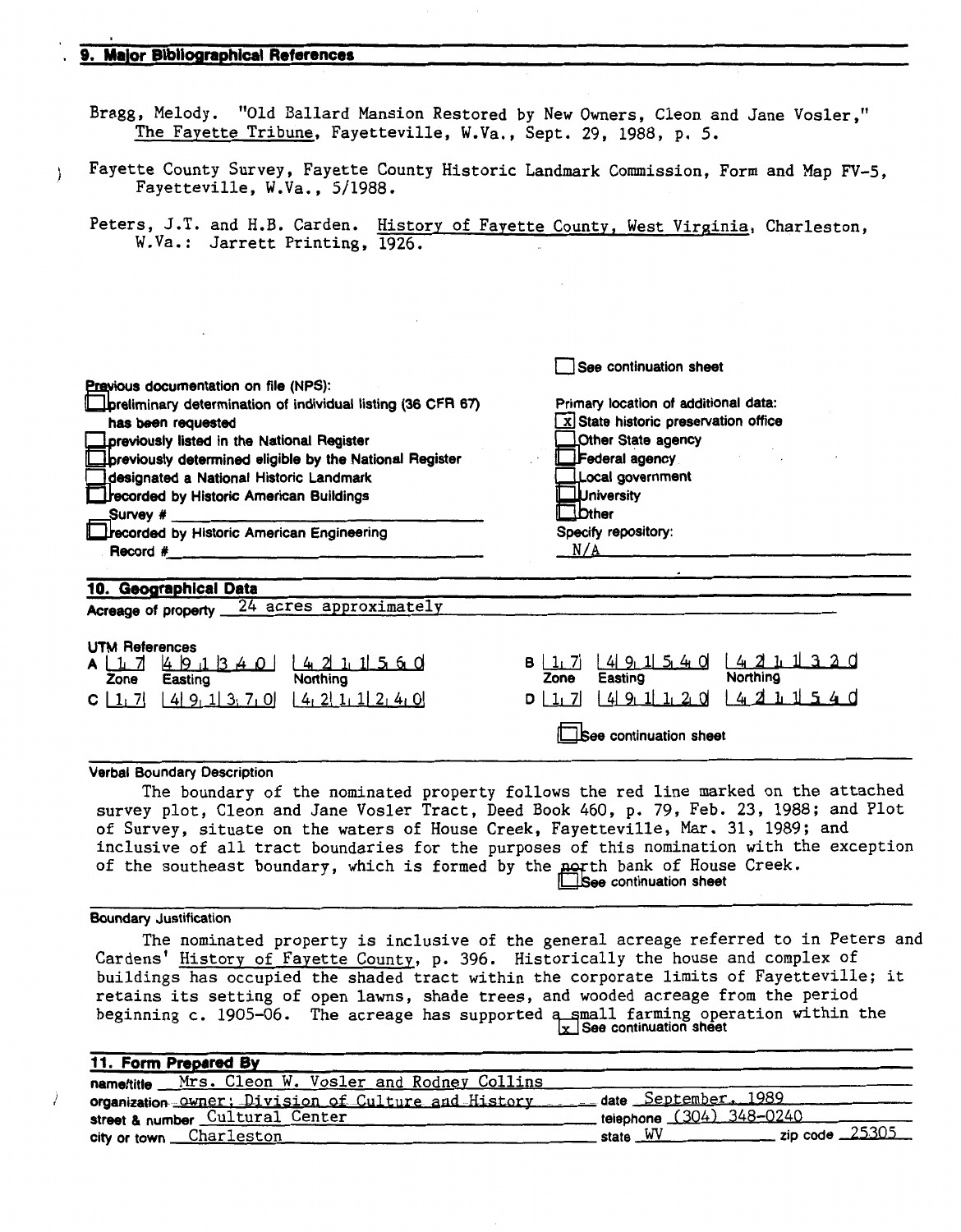## 9. Major Bibliographical References

Bragg, Melody. "Old Ballard Mansion Restored by New Owners, Cleon and Jane Vosler," The Fayette Tribune, Fayetteville, W.Va., Sept. 29, 1988, p. 5.

Fayette County Survey, Fayette County Historic Landmark Commission, Form and Map FV-5, Fayetteville, W.Va., 5/1988.

Peters, J.T. and H.B. Carden. History of Fayette County, West Virginia, Charleston, W.Va.: Jarrett Printing, 1926.

☐ See continuation sheet

Previous documentation on file (NPS):
- ☐ preliminary determination of individual listing (36 CFR 67) has been requested
- ☐ previously listed in the National Register
- ☐ previously determined eligible by the National Register
- ☐ designated a National Historic Landmark
- ☐ recorded by Historic American Buildings Survey # ______
- ☐ recorded by Historic American Engineering Record # ______

Primary location of additional data:
- [x] State historic preservation office
- ☐ Other State agency
- ☐ Federal agency
- ☐ Local government
- ☐ University
- ☐ Other

Specify repository: N/A

## 10. Geographical Data

Acreage of property 24 acres approximately

UTM References

| | Zone | Easting | Northing |
|---|---|---|---|
| A | 17 | 491340 | 4211560 |
| B | 17 | 491540 | 4211320 |
| C | 17 | 491370 | 4211240 |
| D | 17 | 491120 | 4211540 |

☐ See continuation sheet

**Verbal Boundary Description**

The boundary of the nominated property follows the red line marked on the attached survey plot, Cleon and Jane Vosler Tract, Deed Book 460, p. 79, Feb. 23, 1988; and Plot of Survey, situate on the waters of House Creek, Fayetteville, Mar. 31, 1989; and inclusive of all tract boundaries for the purposes of this nomination with the exception of the southeast boundary, which is formed by the north bank of House Creek.

☐ See continuation sheet

**Boundary Justification**

The nominated property is inclusive of the general acreage referred to in Peters and Cardens' History of Fayette County, p. 396. Historically the house and complex of buildings has occupied the shaded tract within the corporate limits of Fayetteville; it retains its setting of open lawns, shade trees, and wooded acreage from the period beginning c. 1905-06. The acreage has supported a small farming operation within the

[x] See continuation sheet

## 11. Form Prepared By

name/title Mrs. Cleon W. Vosler and Rodney Collins
organization owner; Division of Culture and History date September, 1989
street & number Cultural Center telephone (304) 348-0240
city or town Charleston state WV zip code 25305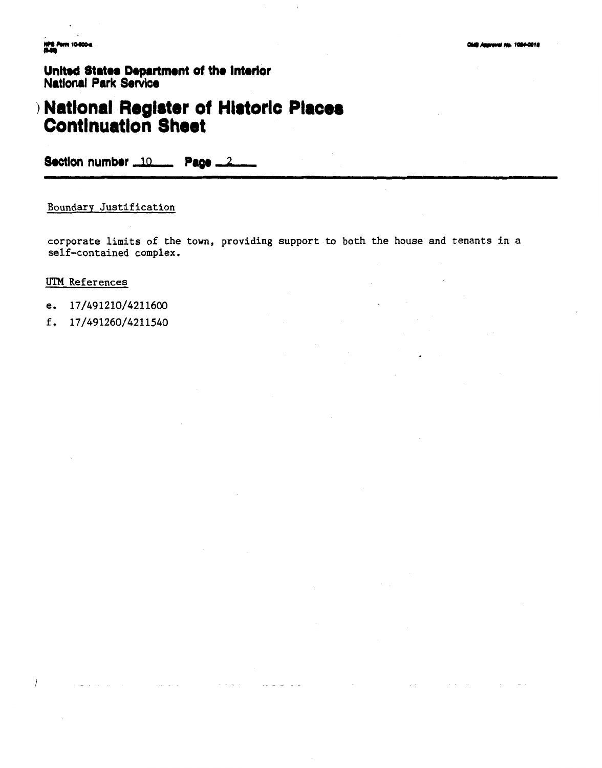United States Department of the Interior
National Park Service

# National Register of Historic Places Continuation Sheet

Section number 10 Page 2

Boundary Justification

corporate limits of the town, providing support to both the house and tenants in a self-contained complex.

UTM References

e. 17/491210/4211600

f. 17/491260/4211540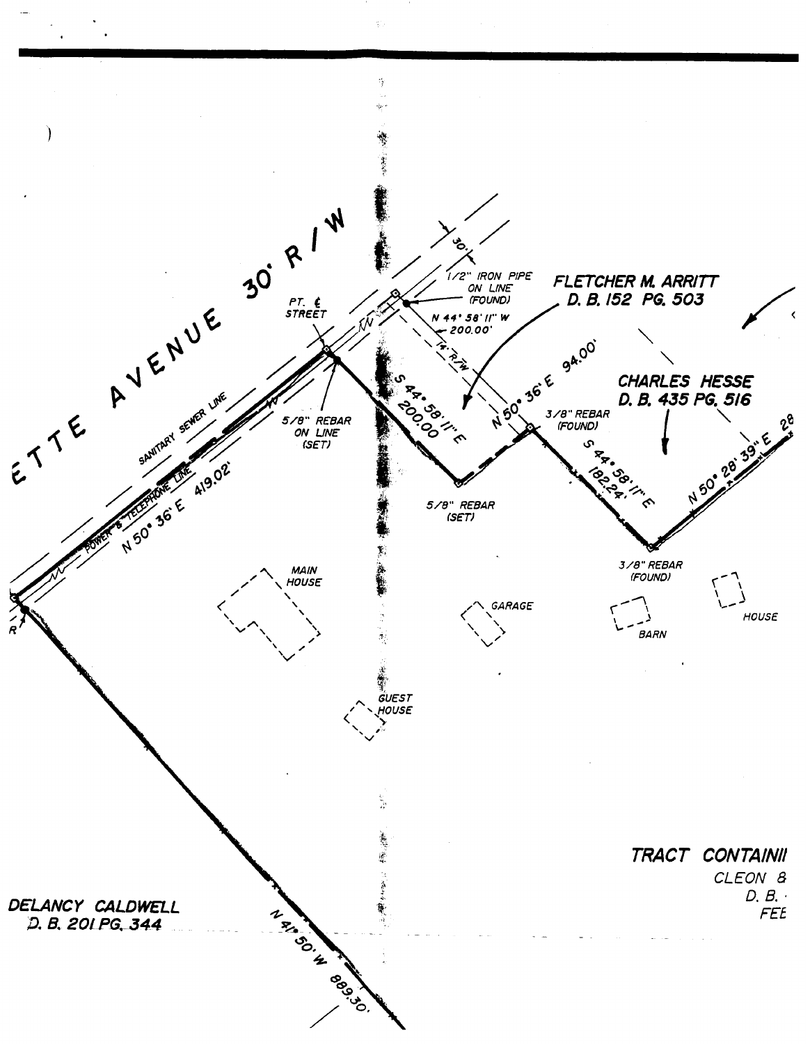ETTE AVENUE 30' R/W

30'

1/2" IRON PIPE ON LINE (FOUND)

FLETCHER M. ARRITT
D. B. 152 PG. 503

PT. ℄ STREET

N 44° 58' 11" W 200.00'

14' R/W

S 44° 58' 11" E 200.00

N 50° 36' E 94.00'

CHARLES HESSE
D. B. 435 PG. 516

SANITARY SEWER LINE

5/8" REBAR ON LINE (SET)

3/8" REBAR (FOUND)

S 44° 58' 11" E 182.24'

N 50° 28' 39" E 28

POWER & TELEPHONE LINE

N 50° 36' E 419.02'

5/8" REBAR (SET)

3/8" REBAR (FOUND)

MAIN HOUSE

GARAGE

BARN

HOUSE

GUEST HOUSE

TRACT CONTAINI
CLEON &
D. B.
FEE

DELANCY CALDWELL
D. B. 201 PG. 344

N 41° 50' W 889.30'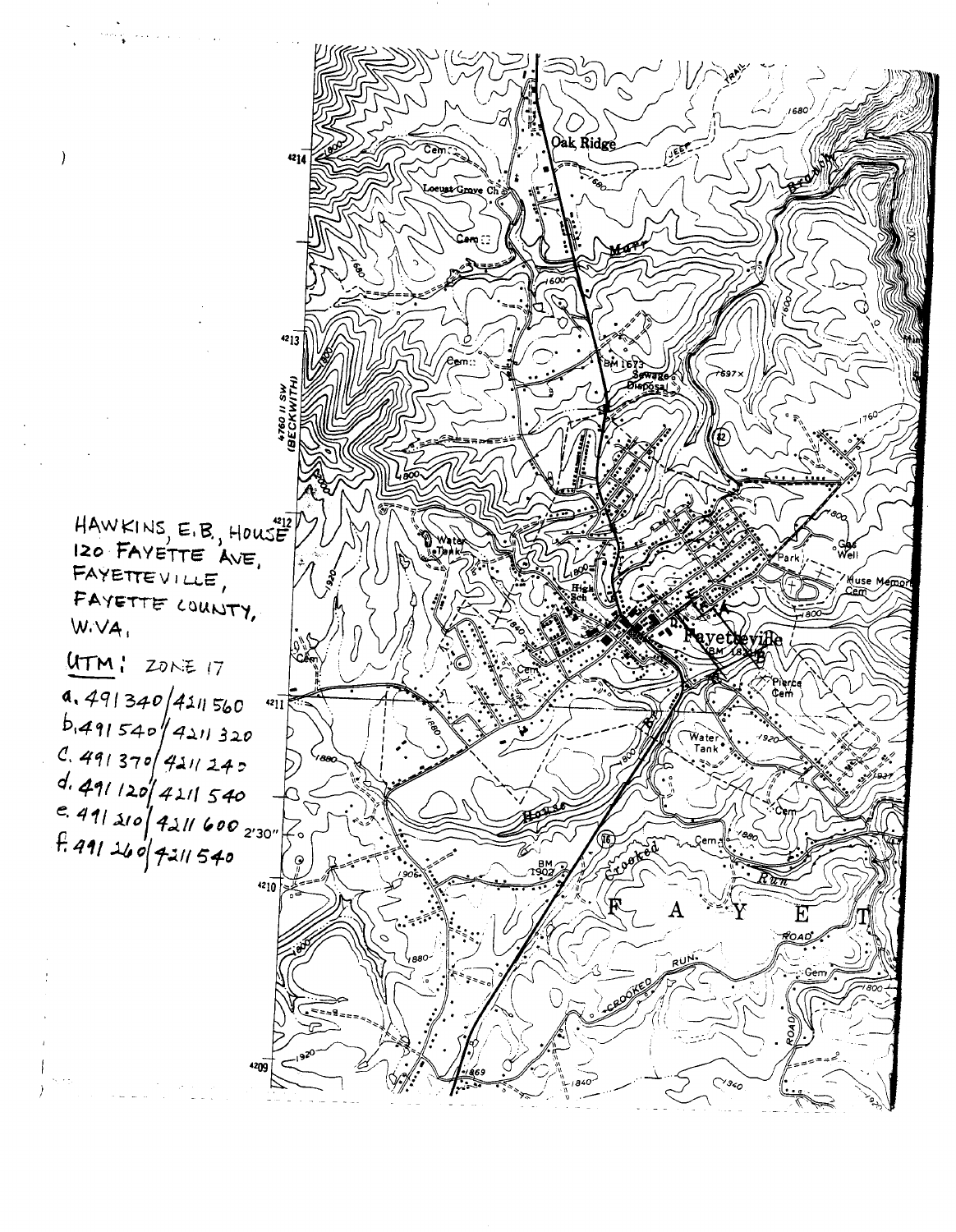HAWKINS, E.B., HOUSE
120 FAYETTE AVE,
FAYETTEVILLE,
FAYETTE COUNTY,
W.VA.

UTM: ZONE 17

a. 491340/4211560
b. 491540/4211320
c. 491370/4211240
d. 491120/4211540
e. 491210/4211600
f. 491260/4211540